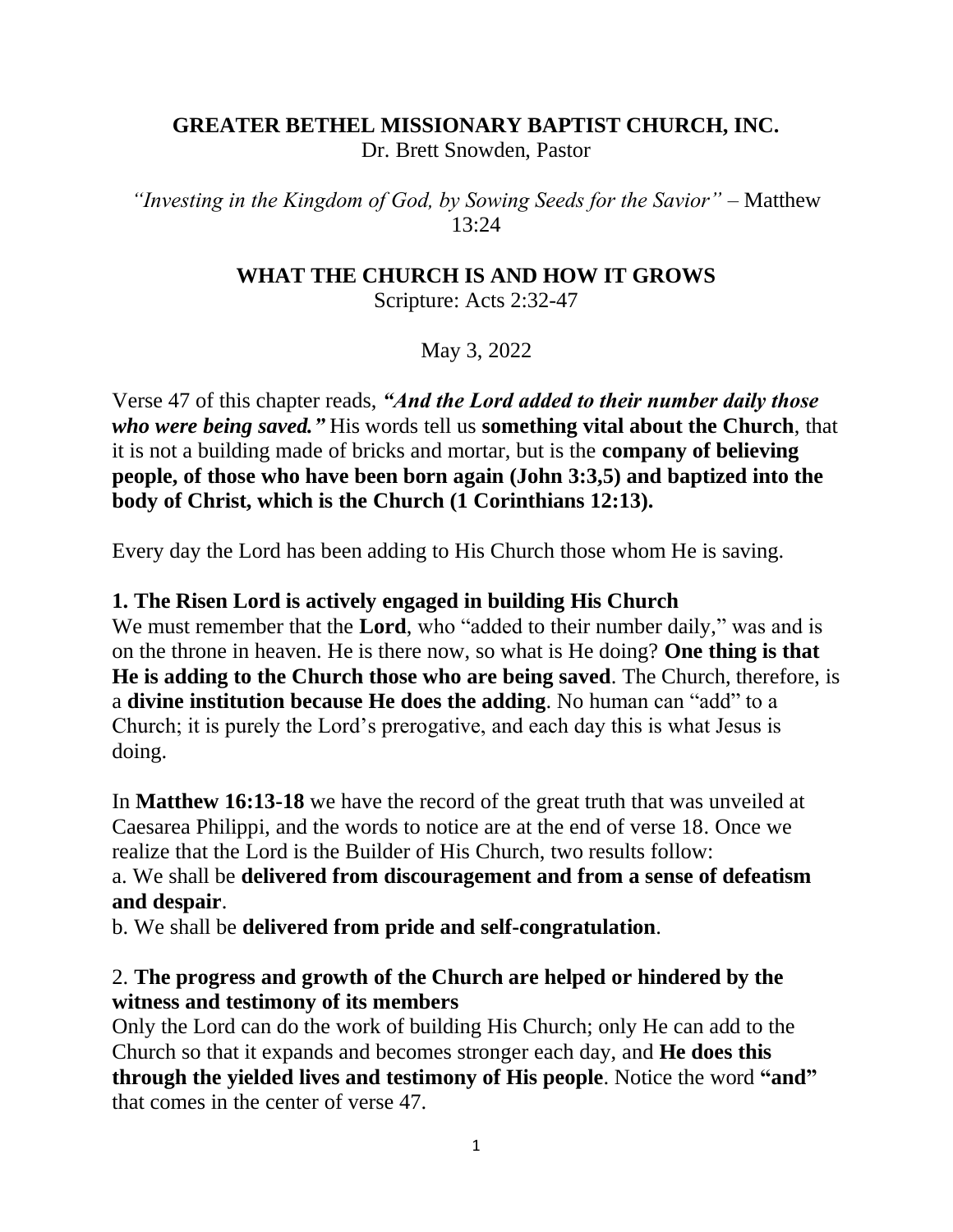**GREATER BETHEL MISSIONARY BAPTIST CHURCH, INC.**
Dr. Brett Snowden, Pastor

*"Investing in the Kingdom of God, by Sowing Seeds for the Savior"* – Matthew 13:24

# WHAT THE CHURCH IS AND HOW IT GROWS

Scripture: Acts 2:32-47

May 3, 2022

Verse 47 of this chapter reads, ***"And the Lord added to their number daily those who were being saved."*** His words tell us **something vital about the Church**, that it is not a building made of bricks and mortar, but is the **company of believing people, of those who have been born again (John 3:3,5) and baptized into the body of Christ, which is the Church (1 Corinthians 12:13).**

Every day the Lord has been adding to His Church those whom He is saving.

**1. The Risen Lord is actively engaged in building His Church**
We must remember that the **Lord**, who "added to their number daily," was and is on the throne in heaven. He is there now, so what is He doing? **One thing is that He is adding to the Church those who are being saved**. The Church, therefore, is a **divine institution because He does the adding**. No human can "add" to a Church; it is purely the Lord's prerogative, and each day this is what Jesus is doing.

In **Matthew 16:13-18** we have the record of the great truth that was unveiled at Caesarea Philippi, and the words to notice are at the end of verse 18. Once we realize that the Lord is the Builder of His Church, two results follow:
a. We shall be **delivered from discouragement and from a sense of defeatism and despair**.
b. We shall be **delivered from pride and self-congratulation**.

2. **The progress and growth of the Church are helped or hindered by the witness and testimony of its members**
Only the Lord can do the work of building His Church; only He can add to the Church so that it expands and becomes stronger each day, and **He does this through the yielded lives and testimony of His people**. Notice the word **"and"** that comes in the center of verse 47.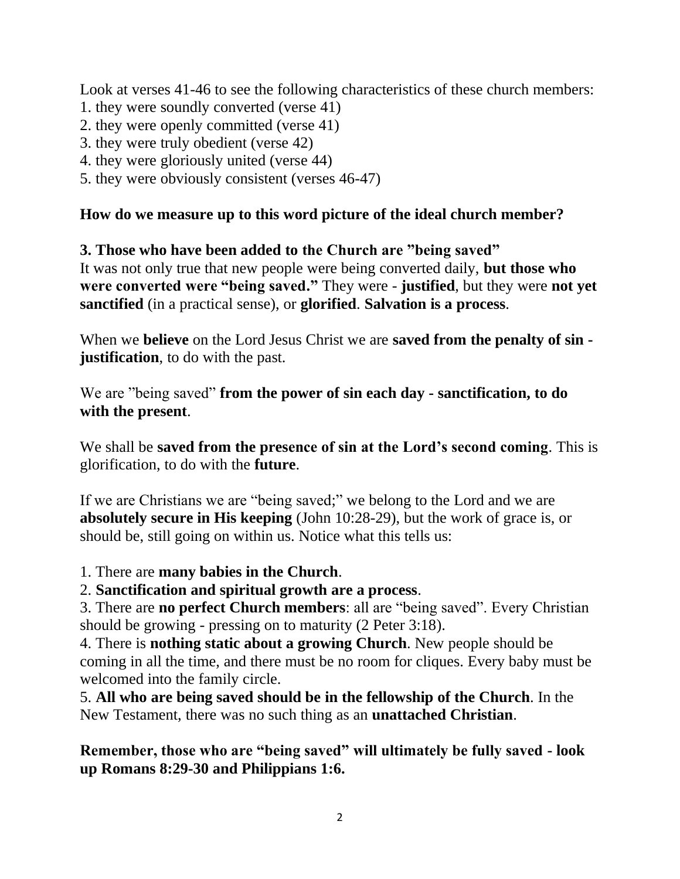Look at verses 41-46 to see the following characteristics of these church members:

1. they were soundly converted (verse 41)
2. they were openly committed (verse 41)
3. they were truly obedient (verse 42)
4. they were gloriously united (verse 44)
5. they were obviously consistent (verses 46-47)

**How do we measure up to this word picture of the ideal church member?**

**3. Those who have been added to the Church are "being saved"**

It was not only true that new people were being converted daily, **but those who were converted were "being saved."** They were - **justified**, but they were **not yet sanctified** (in a practical sense), or **glorified**. **Salvation is a process**.

When we **believe** on the Lord Jesus Christ we are **saved from the penalty of sin - justification**, to do with the past.

We are "being saved" **from the power of sin each day - sanctification, to do with the present**.

We shall be **saved from the presence of sin at the Lord's second coming**. This is glorification, to do with the **future**.

If we are Christians we are "being saved;" we belong to the Lord and we are **absolutely secure in His keeping** (John 10:28-29), but the work of grace is, or should be, still going on within us. Notice what this tells us:

1. There are **many babies in the Church**.
2. **Sanctification and spiritual growth are a process**.
3. There are **no perfect Church members**: all are "being saved". Every Christian should be growing - pressing on to maturity (2 Peter 3:18).
4. There is **nothing static about a growing Church**. New people should be coming in all the time, and there must be no room for cliques. Every baby must be welcomed into the family circle.
5. **All who are being saved should be in the fellowship of the Church**. In the New Testament, there was no such thing as an **unattached Christian**.

**Remember, those who are "being saved" will ultimately be fully saved - look up Romans 8:29-30 and Philippians 1:6.**